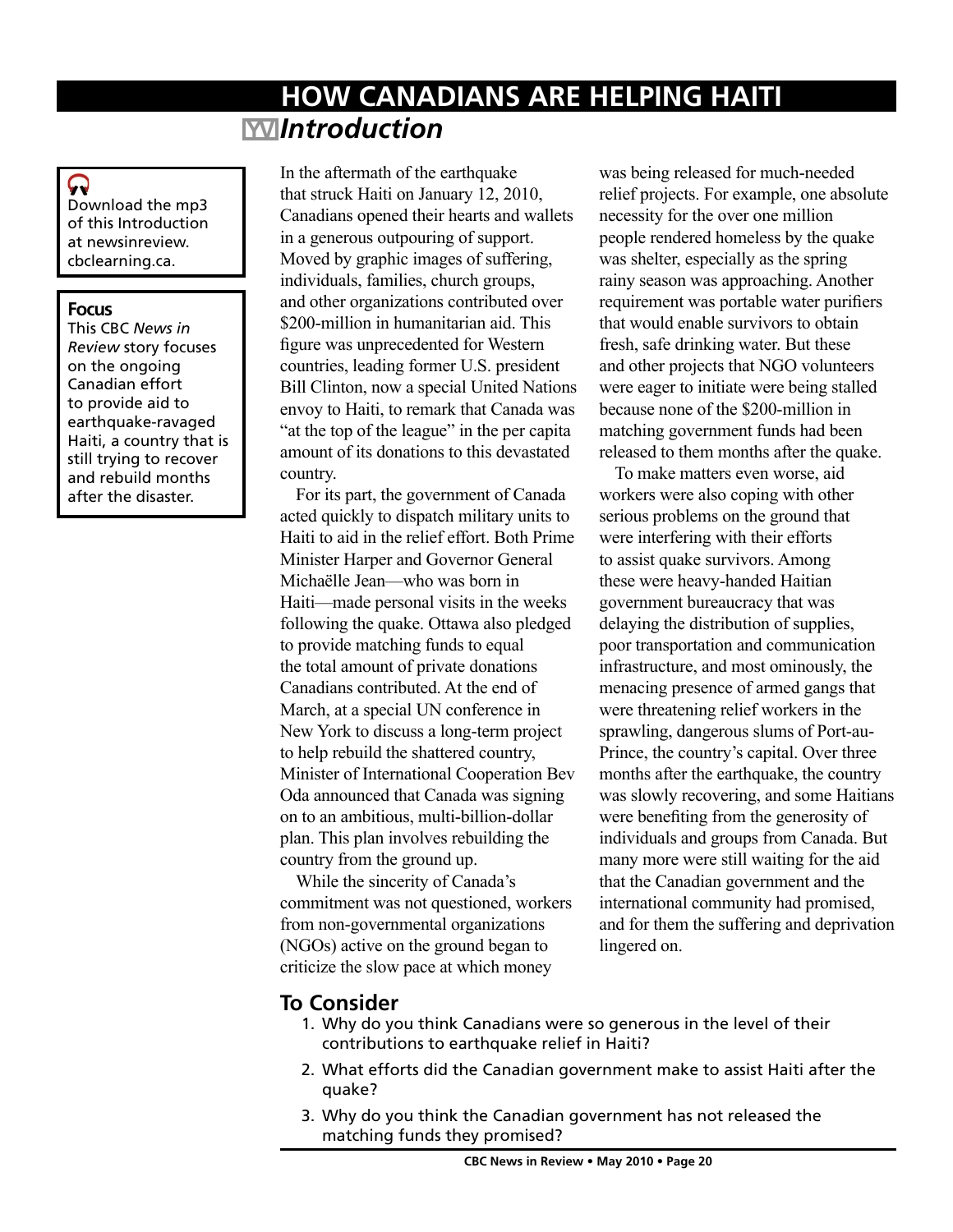# HOW CANADIANS ARE HELPING HAITI

## *Introduction*

Download the mp3 of this Introduction at newsinreview. cbclearning.ca.

**Focus**

This CBC *News in Review* story focuses on the ongoing Canadian effort to provide aid to earthquake-ravaged Haiti, a country that is still trying to recover and rebuild months after the disaster.

In the aftermath of the earthquake that struck Haiti on January 12, 2010, Canadians opened their hearts and wallets in a generous outpouring of support. Moved by graphic images of suffering, individuals, families, church groups, and other organizations contributed over $200-million in humanitarian aid. This figure was unprecedented for Western countries, leading former U.S. president Bill Clinton, now a special United Nations envoy to Haiti, to remark that Canada was "at the top of the league" in the per capita amount of its donations to this devastated country.

For its part, the government of Canada acted quickly to dispatch military units to Haiti to aid in the relief effort. Both Prime Minister Harper and Governor General Michaëlle Jean—who was born in Haiti—made personal visits in the weeks following the quake. Ottawa also pledged to provide matching funds to equal the total amount of private donations Canadians contributed. At the end of March, at a special UN conference in New York to discuss a long-term project to help rebuild the shattered country, Minister of International Cooperation Bev Oda announced that Canada was signing on to an ambitious, multi-billion-dollar plan. This plan involves rebuilding the country from the ground up.

While the sincerity of Canada's commitment was not questioned, workers from non-governmental organizations (NGOs) active on the ground began to criticize the slow pace at which money was being released for much-needed relief projects. For example, one absolute necessity for the over one million people rendered homeless by the quake was shelter, especially as the spring rainy season was approaching. Another requirement was portable water purifiers that would enable survivors to obtain fresh, safe drinking water. But these and other projects that NGO volunteers were eager to initiate were being stalled because none of the $200-million in matching government funds had been released to them months after the quake.

To make matters even worse, aid workers were also coping with other serious problems on the ground that were interfering with their efforts to assist quake survivors. Among these were heavy-handed Haitian government bureaucracy that was delaying the distribution of supplies, poor transportation and communication infrastructure, and most ominously, the menacing presence of armed gangs that were threatening relief workers in the sprawling, dangerous slums of Port-au-Prince, the country's capital. Over three months after the earthquake, the country was slowly recovering, and some Haitians were benefiting from the generosity of individuals and groups from Canada. But many more were still waiting for the aid that the Canadian government and the international community had promised, and for them the suffering and deprivation lingered on.

## To Consider

1. Why do you think Canadians were so generous in the level of their contributions to earthquake relief in Haiti?
2. What efforts did the Canadian government make to assist Haiti after the quake?
3. Why do you think the Canadian government has not released the matching funds they promised?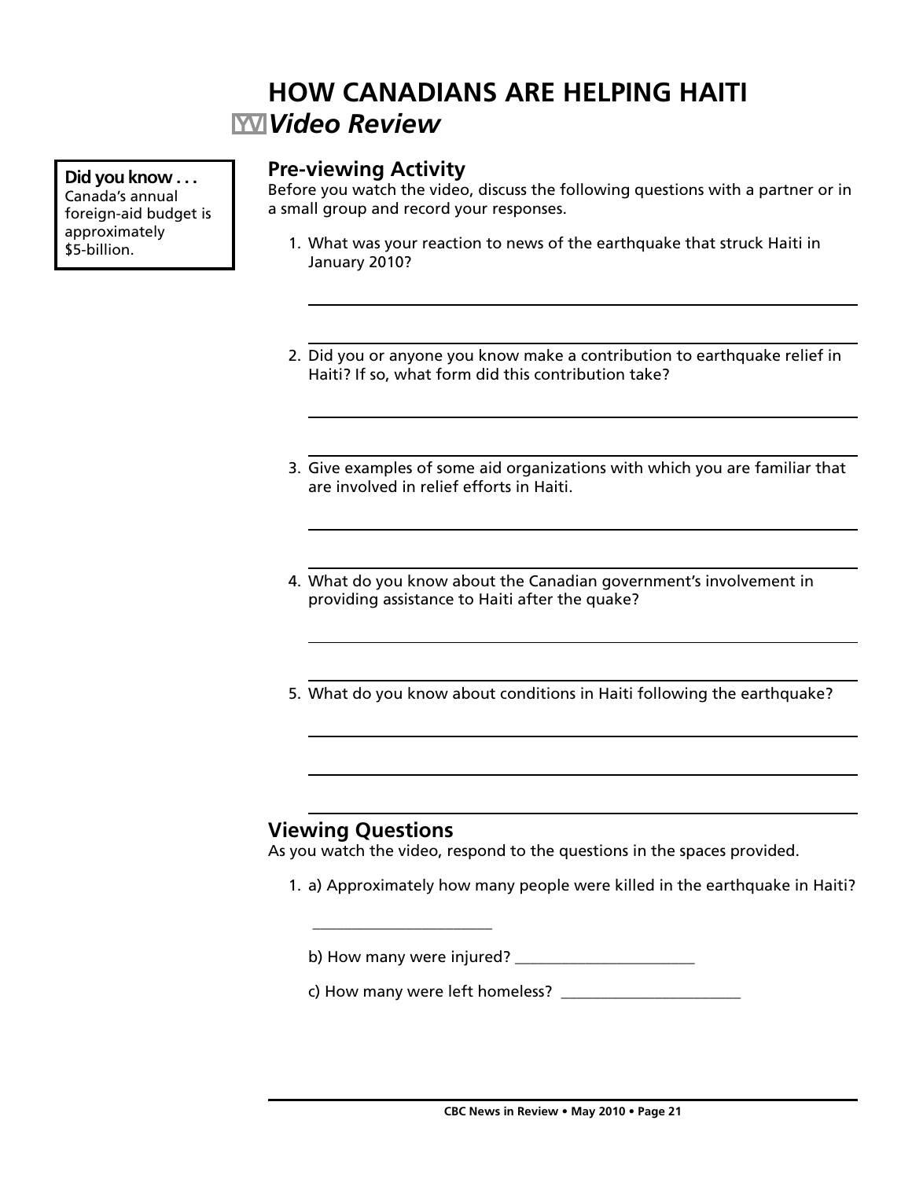# HOW CANADIANS ARE HELPING HAITI

## *Video Review*

**Did you know . . .**
Canada's annual foreign-aid budget is approximately $5-billion.

### Pre-viewing Activity

Before you watch the video, discuss the following questions with a partner or in a small group and record your responses.

1. What was your reaction to news of the earthquake that struck Haiti in January 2010?

2. Did you or anyone you know make a contribution to earthquake relief in Haiti? If so, what form did this contribution take?

3. Give examples of some aid organizations with which you are familiar that are involved in relief efforts in Haiti.

4. What do you know about the Canadian government's involvement in providing assistance to Haiti after the quake?

5. What do you know about conditions in Haiti following the earthquake?

### Viewing Questions

As you watch the video, respond to the questions in the spaces provided.

1. a) Approximately how many people were killed in the earthquake in Haiti?

   ______________________

   b) How many were injured? ______________________

   c) How many were left homeless? ______________________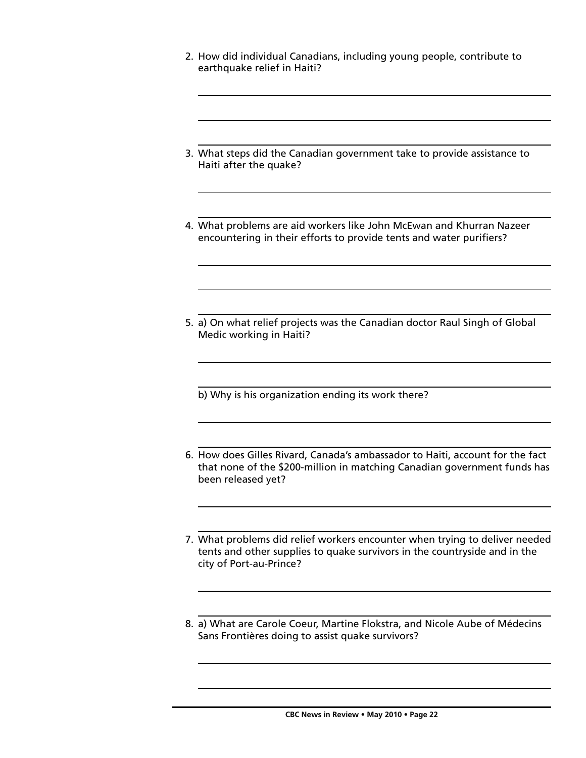2. How did individual Canadians, including young people, contribute to earthquake relief in Haiti?

3. What steps did the Canadian government take to provide assistance to Haiti after the quake?

4. What problems are aid workers like John McEwan and Khurran Nazeer encountering in their efforts to provide tents and water purifiers?

5. a) On what relief projects was the Canadian doctor Raul Singh of Global Medic working in Haiti?

   b) Why is his organization ending its work there?

6. How does Gilles Rivard, Canada's ambassador to Haiti, account for the fact that none of the $200-million in matching Canadian government funds has been released yet?

7. What problems did relief workers encounter when trying to deliver needed tents and other supplies to quake survivors in the countryside and in the city of Port-au-Prince?

8. a) What are Carole Coeur, Martine Flokstra, and Nicole Aube of Médecins Sans Frontières doing to assist quake survivors?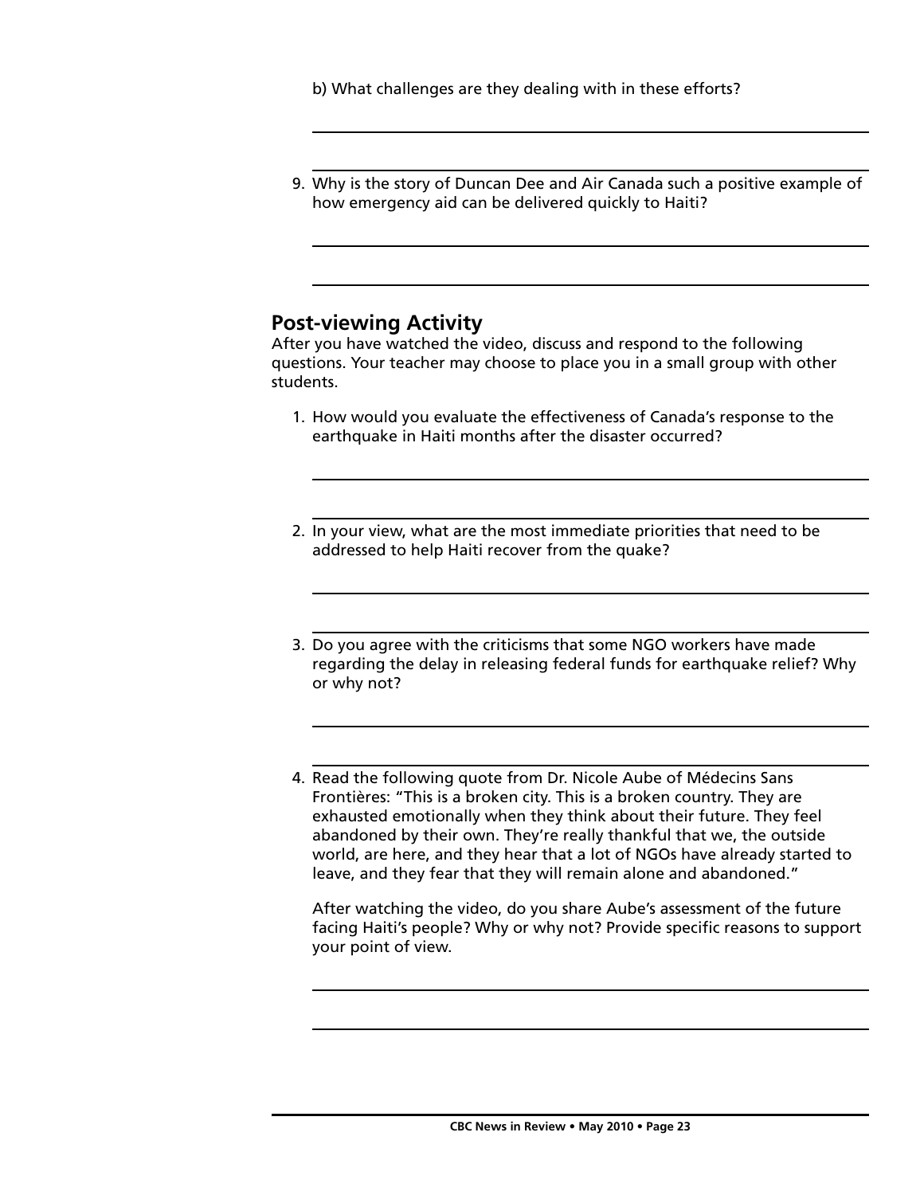b) What challenges are they dealing with in these efforts?

9. Why is the story of Duncan Dee and Air Canada such a positive example of how emergency aid can be delivered quickly to Haiti?

## Post-viewing Activity

After you have watched the video, discuss and respond to the following questions. Your teacher may choose to place you in a small group with other students.

1. How would you evaluate the effectiveness of Canada's response to the earthquake in Haiti months after the disaster occurred?

2. In your view, what are the most immediate priorities that need to be addressed to help Haiti recover from the quake?

3. Do you agree with the criticisms that some NGO workers have made regarding the delay in releasing federal funds for earthquake relief? Why or why not?

4. Read the following quote from Dr. Nicole Aube of Médecins Sans Frontières: "This is a broken city. This is a broken country. They are exhausted emotionally when they think about their future. They feel abandoned by their own. They're really thankful that we, the outside world, are here, and they hear that a lot of NGOs have already started to leave, and they fear that they will remain alone and abandoned."

   After watching the video, do you share Aube's assessment of the future facing Haiti's people? Why or why not? Provide specific reasons to support your point of view.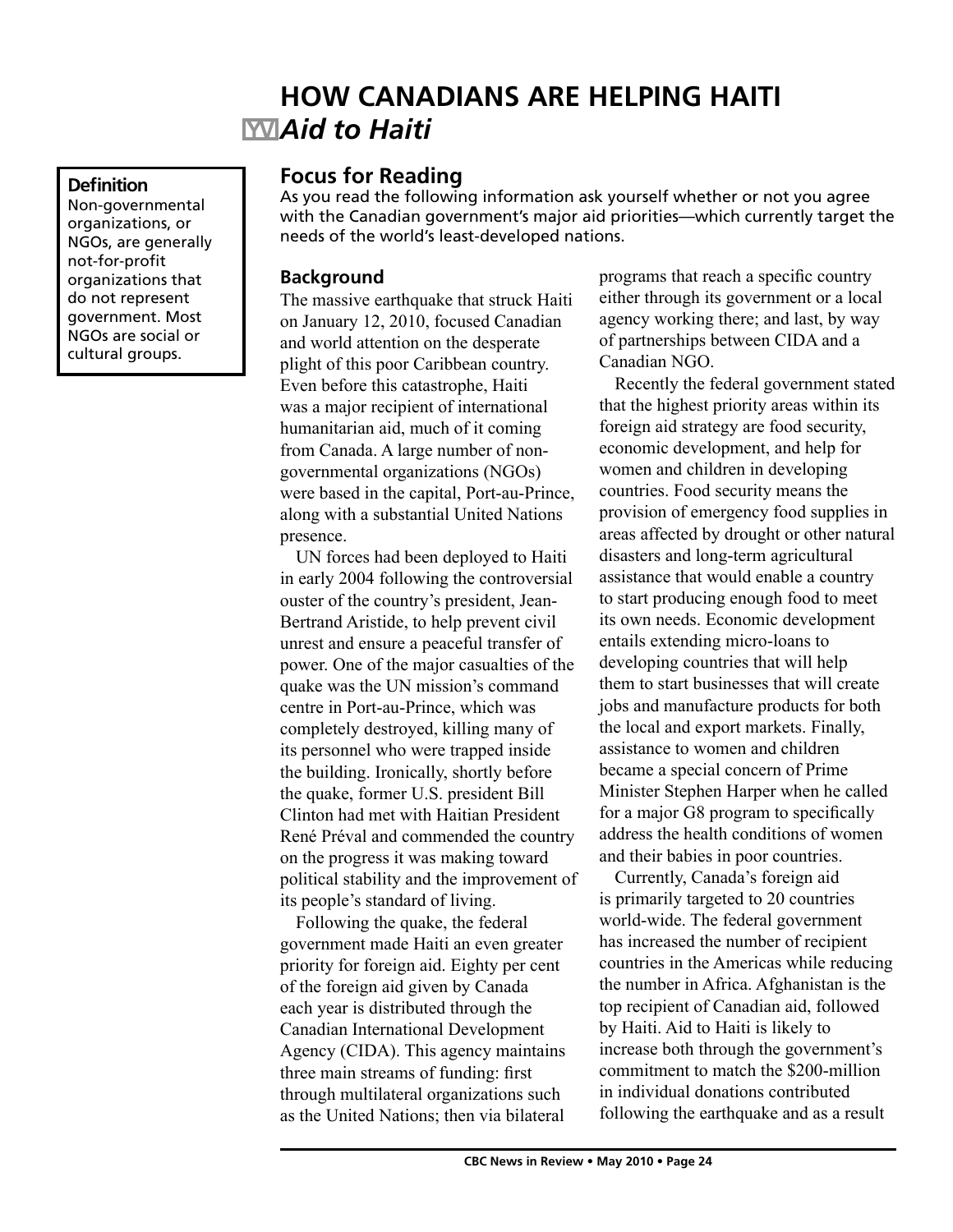# HOW CANADIANS ARE HELPING HAITI

## *Aid to Haiti*

**Definition**

Non-governmental organizations, or NGOs, are generally not-for-profit organizations that do not represent government. Most NGOs are social or cultural groups.

### Focus for Reading

As you read the following information ask yourself whether or not you agree with the Canadian government's major aid priorities—which currently target the needs of the world's least-developed nations.

#### Background

The massive earthquake that struck Haiti on January 12, 2010, focused Canadian and world attention on the desperate plight of this poor Caribbean country. Even before this catastrophe, Haiti was a major recipient of international humanitarian aid, much of it coming from Canada. A large number of non-governmental organizations (NGOs) were based in the capital, Port-au-Prince, along with a substantial United Nations presence.

UN forces had been deployed to Haiti in early 2004 following the controversial ouster of the country's president, Jean-Bertrand Aristide, to help prevent civil unrest and ensure a peaceful transfer of power. One of the major casualties of the quake was the UN mission's command centre in Port-au-Prince, which was completely destroyed, killing many of its personnel who were trapped inside the building. Ironically, shortly before the quake, former U.S. president Bill Clinton had met with Haitian President René Préval and commended the country on the progress it was making toward political stability and the improvement of its people's standard of living.

Following the quake, the federal government made Haiti an even greater priority for foreign aid. Eighty per cent of the foreign aid given by Canada each year is distributed through the Canadian International Development Agency (CIDA). This agency maintains three main streams of funding: first through multilateral organizations such as the United Nations; then via bilateral programs that reach a specific country either through its government or a local agency working there; and last, by way of partnerships between CIDA and a Canadian NGO.

Recently the federal government stated that the highest priority areas within its foreign aid strategy are food security, economic development, and help for women and children in developing countries. Food security means the provision of emergency food supplies in areas affected by drought or other natural disasters and long-term agricultural assistance that would enable a country to start producing enough food to meet its own needs. Economic development entails extending micro-loans to developing countries that will help them to start businesses that will create jobs and manufacture products for both the local and export markets. Finally, assistance to women and children became a special concern of Prime Minister Stephen Harper when he called for a major G8 program to specifically address the health conditions of women and their babies in poor countries.

Currently, Canada's foreign aid is primarily targeted to 20 countries world-wide. The federal government has increased the number of recipient countries in the Americas while reducing the number in Africa. Afghanistan is the top recipient of Canadian aid, followed by Haiti. Aid to Haiti is likely to increase both through the government's commitment to match the $200-million in individual donations contributed following the earthquake and as a result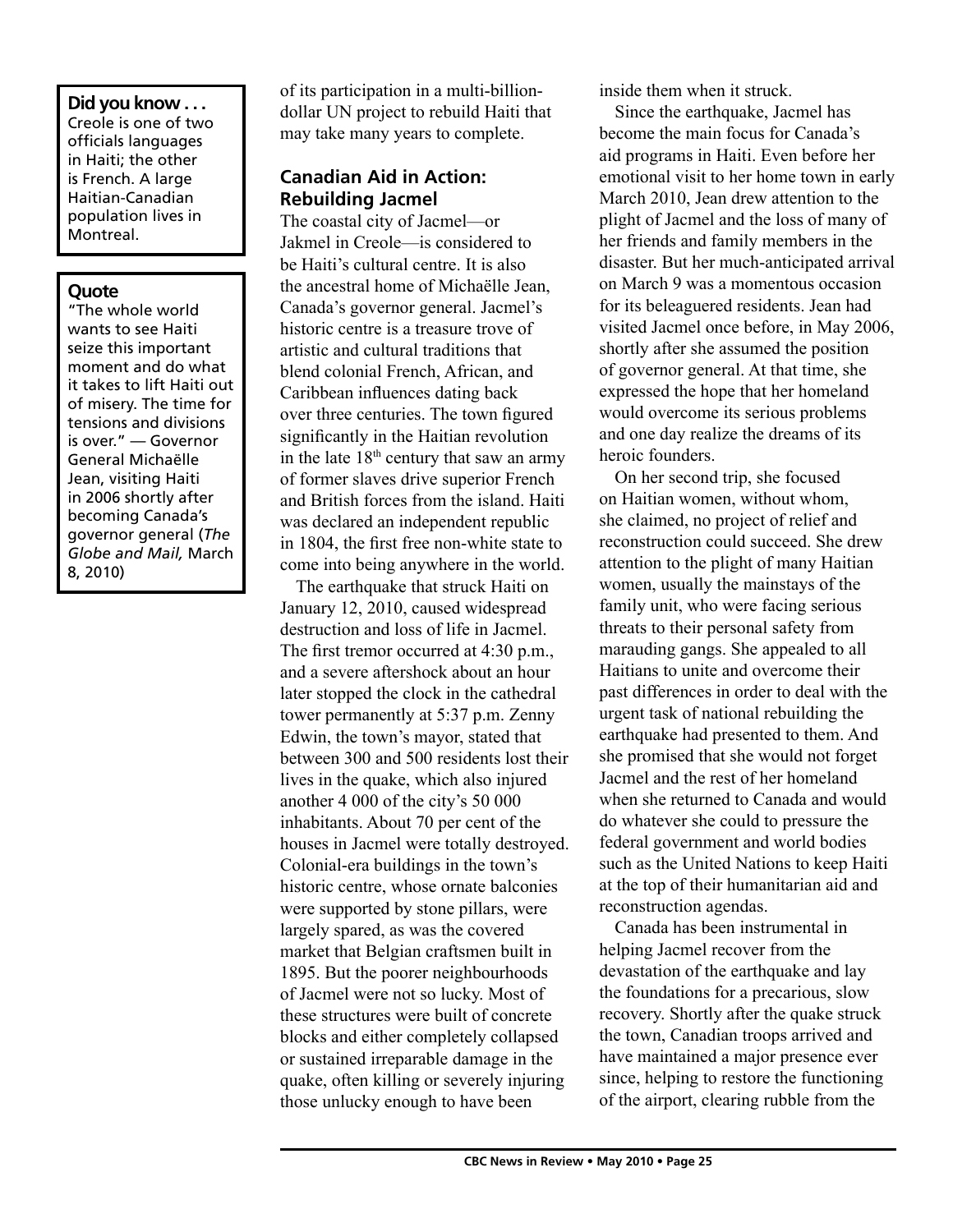**Did you know . . .**
Creole is one of two officials languages in Haiti; the other is French. A large Haitian-Canadian population lives in Montreal.

**Quote**
"The whole world wants to see Haiti seize this important moment and do what it takes to lift Haiti out of misery. The time for tensions and divisions is over." — Governor General Michaëlle Jean, visiting Haiti in 2006 shortly after becoming Canada's governor general (*The Globe and Mail,* March 8, 2010)

of its participation in a multi-billion-dollar UN project to rebuild Haiti that may take many years to complete.

### Canadian Aid in Action: Rebuilding Jacmel

The coastal city of Jacmel—or Jakmel in Creole—is considered to be Haiti's cultural centre. It is also the ancestral home of Michaëlle Jean, Canada's governor general. Jacmel's historic centre is a treasure trove of artistic and cultural traditions that blend colonial French, African, and Caribbean influences dating back over three centuries. The town figured significantly in the Haitian revolution in the late 18th century that saw an army of former slaves drive superior French and British forces from the island. Haiti was declared an independent republic in 1804, the first free non-white state to come into being anywhere in the world.

The earthquake that struck Haiti on January 12, 2010, caused widespread destruction and loss of life in Jacmel. The first tremor occurred at 4:30 p.m., and a severe aftershock about an hour later stopped the clock in the cathedral tower permanently at 5:37 p.m. Zenny Edwin, the town's mayor, stated that between 300 and 500 residents lost their lives in the quake, which also injured another 4 000 of the city's 50 000 inhabitants. About 70 per cent of the houses in Jacmel were totally destroyed. Colonial-era buildings in the town's historic centre, whose ornate balconies were supported by stone pillars, were largely spared, as was the covered market that Belgian craftsmen built in 1895. But the poorer neighbourhoods of Jacmel were not so lucky. Most of these structures were built of concrete blocks and either completely collapsed or sustained irreparable damage in the quake, often killing or severely injuring those unlucky enough to have been inside them when it struck.

Since the earthquake, Jacmel has become the main focus for Canada's aid programs in Haiti. Even before her emotional visit to her home town in early March 2010, Jean drew attention to the plight of Jacmel and the loss of many of her friends and family members in the disaster. But her much-anticipated arrival on March 9 was a momentous occasion for its beleaguered residents. Jean had visited Jacmel once before, in May 2006, shortly after she assumed the position of governor general. At that time, she expressed the hope that her homeland would overcome its serious problems and one day realize the dreams of its heroic founders.

On her second trip, she focused on Haitian women, without whom, she claimed, no project of relief and reconstruction could succeed. She drew attention to the plight of many Haitian women, usually the mainstays of the family unit, who were facing serious threats to their personal safety from marauding gangs. She appealed to all Haitians to unite and overcome their past differences in order to deal with the urgent task of national rebuilding the earthquake had presented to them. And she promised that she would not forget Jacmel and the rest of her homeland when she returned to Canada and would do whatever she could to pressure the federal government and world bodies such as the United Nations to keep Haiti at the top of their humanitarian aid and reconstruction agendas.

Canada has been instrumental in helping Jacmel recover from the devastation of the earthquake and lay the foundations for a precarious, slow recovery. Shortly after the quake struck the town, Canadian troops arrived and have maintained a major presence ever since, helping to restore the functioning of the airport, clearing rubble from the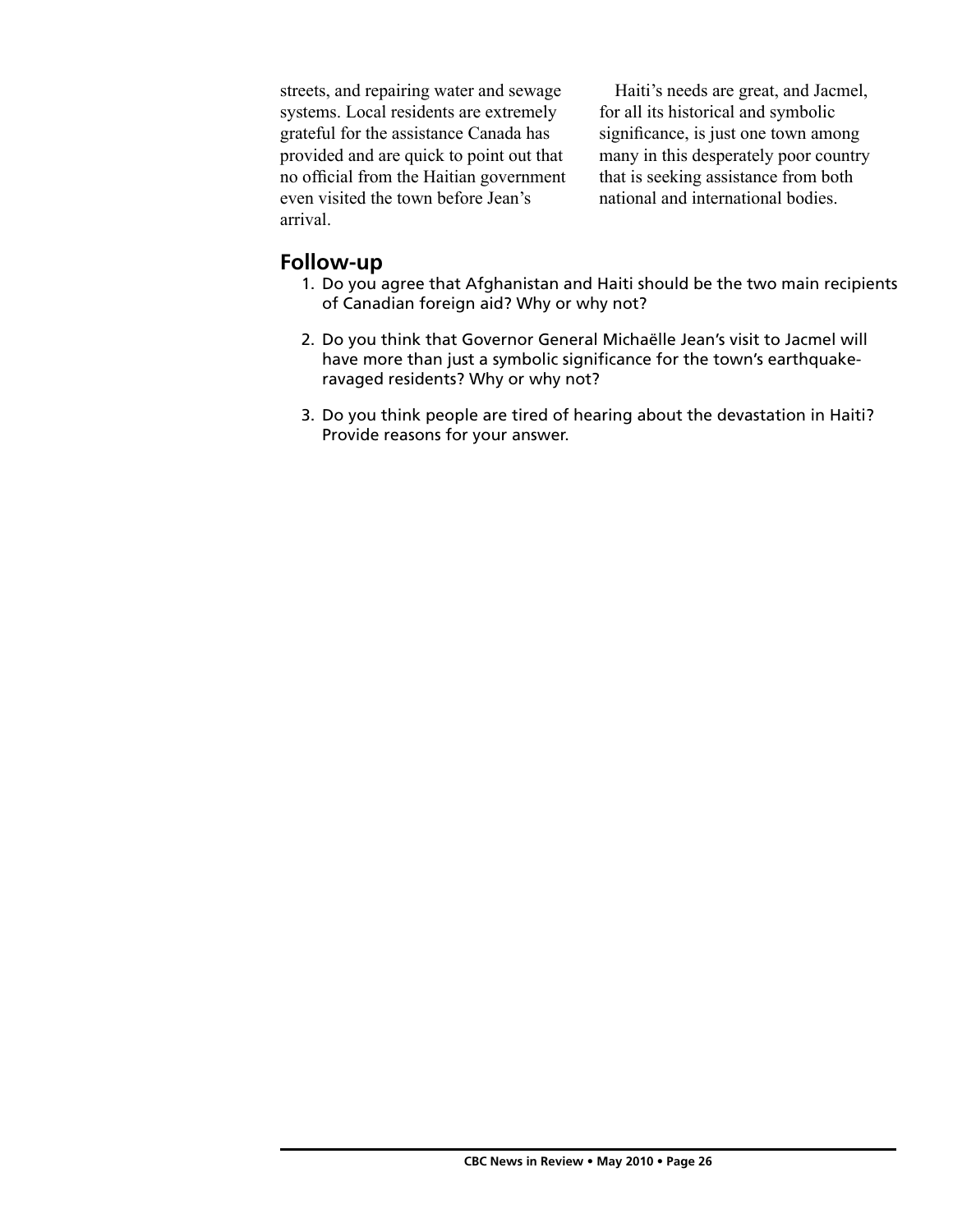streets, and repairing water and sewage systems. Local residents are extremely grateful for the assistance Canada has provided and are quick to point out that no official from the Haitian government even visited the town before Jean's arrival.

Haiti's needs are great, and Jacmel, for all its historical and symbolic significance, is just one town among many in this desperately poor country that is seeking assistance from both national and international bodies.

## Follow-up

1. Do you agree that Afghanistan and Haiti should be the two main recipients of Canadian foreign aid? Why or why not?
2. Do you think that Governor General Michaëlle Jean's visit to Jacmel will have more than just a symbolic significance for the town's earthquake-ravaged residents? Why or why not?
3. Do you think people are tired of hearing about the devastation in Haiti? Provide reasons for your answer.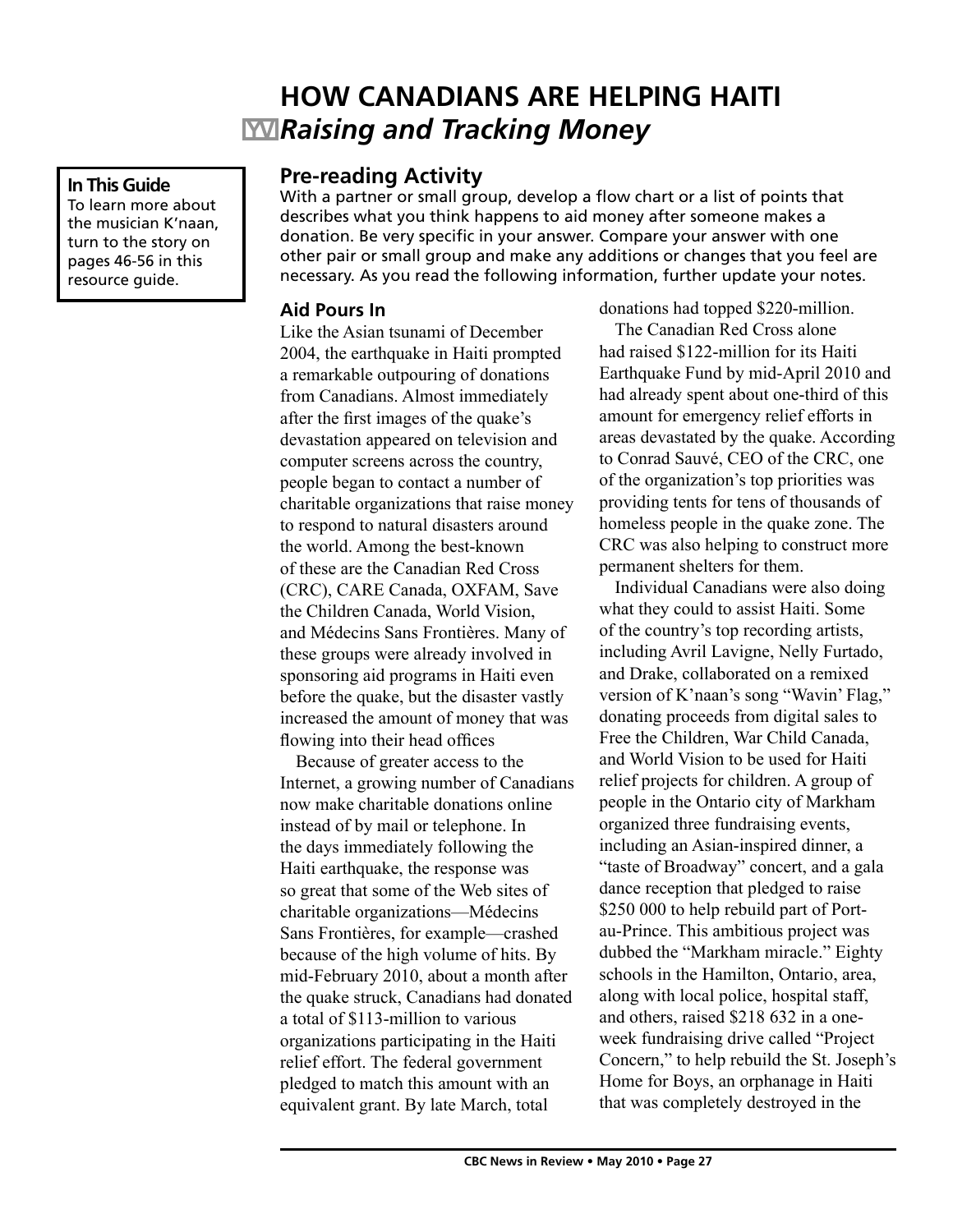# HOW CANADIANS ARE HELPING HAITI

## *Raising and Tracking Money*

**In This Guide**
To learn more about the musician K'naan, turn to the story on pages 46-56 in this resource guide.

### Pre-reading Activity

With a partner or small group, develop a flow chart or a list of points that describes what you think happens to aid money after someone makes a donation. Be very specific in your answer. Compare your answer with one other pair or small group and make any additions or changes that you feel are necessary. As you read the following information, further update your notes.

### Aid Pours In

Like the Asian tsunami of December 2004, the earthquake in Haiti prompted a remarkable outpouring of donations from Canadians. Almost immediately after the first images of the quake's devastation appeared on television and computer screens across the country, people began to contact a number of charitable organizations that raise money to respond to natural disasters around the world. Among the best-known of these are the Canadian Red Cross (CRC), CARE Canada, OXFAM, Save the Children Canada, World Vision, and Médecins Sans Frontières. Many of these groups were already involved in sponsoring aid programs in Haiti even before the quake, but the disaster vastly increased the amount of money that was flowing into their head offices

Because of greater access to the Internet, a growing number of Canadians now make charitable donations online instead of by mail or telephone. In the days immediately following the Haiti earthquake, the response was so great that some of the Web sites of charitable organizations—Médecins Sans Frontières, for example—crashed because of the high volume of hits. By mid-February 2010, about a month after the quake struck, Canadians had donated a total of $113-million to various organizations participating in the Haiti relief effort. The federal government pledged to match this amount with an equivalent grant. By late March, total donations had topped $220-million.

The Canadian Red Cross alone had raised $122-million for its Haiti Earthquake Fund by mid-April 2010 and had already spent about one-third of this amount for emergency relief efforts in areas devastated by the quake. According to Conrad Sauvé, CEO of the CRC, one of the organization's top priorities was providing tents for tens of thousands of homeless people in the quake zone. The CRC was also helping to construct more permanent shelters for them.

Individual Canadians were also doing what they could to assist Haiti. Some of the country's top recording artists, including Avril Lavigne, Nelly Furtado, and Drake, collaborated on a remixed version of K'naan's song "Wavin' Flag," donating proceeds from digital sales to Free the Children, War Child Canada, and World Vision to be used for Haiti relief projects for children. A group of people in the Ontario city of Markham organized three fundraising events, including an Asian-inspired dinner, a "taste of Broadway" concert, and a gala dance reception that pledged to raise $250 000 to help rebuild part of Port-au-Prince. This ambitious project was dubbed the "Markham miracle." Eighty schools in the Hamilton, Ontario, area, along with local police, hospital staff, and others, raised $218 632 in a one-week fundraising drive called "Project Concern," to help rebuild the St. Joseph's Home for Boys, an orphanage in Haiti that was completely destroyed in the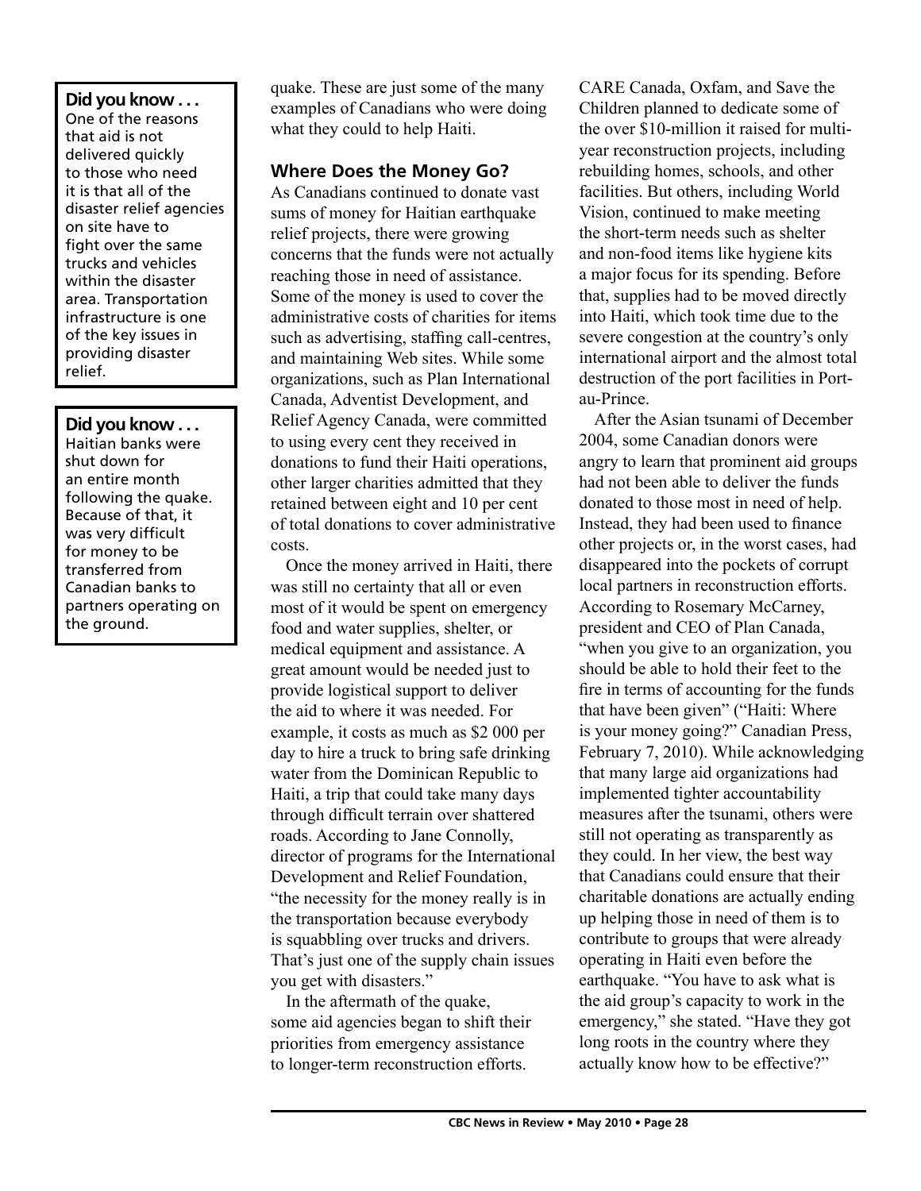**Did you know . . .**
One of the reasons that aid is not delivered quickly to those who need it is that all of the disaster relief agencies on site have to fight over the same trucks and vehicles within the disaster area. Transportation infrastructure is one of the key issues in providing disaster relief.

**Did you know . . .**
Haitian banks were shut down for an entire month following the quake. Because of that, it was very difficult for money to be transferred from Canadian banks to partners operating on the ground.

quake. These are just some of the many examples of Canadians who were doing what they could to help Haiti.

### Where Does the Money Go?

As Canadians continued to donate vast sums of money for Haitian earthquake relief projects, there were growing concerns that the funds were not actually reaching those in need of assistance. Some of the money is used to cover the administrative costs of charities for items such as advertising, staffing call-centres, and maintaining Web sites. While some organizations, such as Plan International Canada, Adventist Development, and Relief Agency Canada, were committed to using every cent they received in donations to fund their Haiti operations, other larger charities admitted that they retained between eight and 10 per cent of total donations to cover administrative costs.

Once the money arrived in Haiti, there was still no certainty that all or even most of it would be spent on emergency food and water supplies, shelter, or medical equipment and assistance. A great amount would be needed just to provide logistical support to deliver the aid to where it was needed. For example, it costs as much as $2 000 per day to hire a truck to bring safe drinking water from the Dominican Republic to Haiti, a trip that could take many days through difficult terrain over shattered roads. According to Jane Connolly, director of programs for the International Development and Relief Foundation, "the necessity for the money really is in the transportation because everybody is squabbling over trucks and drivers. That's just one of the supply chain issues you get with disasters."

In the aftermath of the quake, some aid agencies began to shift their priorities from emergency assistance to longer-term reconstruction efforts. CARE Canada, Oxfam, and Save the Children planned to dedicate some of the over $10-million it raised for multi-year reconstruction projects, including rebuilding homes, schools, and other facilities. But others, including World Vision, continued to make meeting the short-term needs such as shelter and non-food items like hygiene kits a major focus for its spending. Before that, supplies had to be moved directly into Haiti, which took time due to the severe congestion at the country's only international airport and the almost total destruction of the port facilities in Port-au-Prince.

After the Asian tsunami of December 2004, some Canadian donors were angry to learn that prominent aid groups had not been able to deliver the funds donated to those most in need of help. Instead, they had been used to finance other projects or, in the worst cases, had disappeared into the pockets of corrupt local partners in reconstruction efforts. According to Rosemary McCarney, president and CEO of Plan Canada, "when you give to an organization, you should be able to hold their feet to the fire in terms of accounting for the funds that have been given" ("Haiti: Where is your money going?" Canadian Press, February 7, 2010). While acknowledging that many large aid organizations had implemented tighter accountability measures after the tsunami, others were still not operating as transparently as they could. In her view, the best way that Canadians could ensure that their charitable donations are actually ending up helping those in need of them is to contribute to groups that were already operating in Haiti even before the earthquake. "You have to ask what is the aid group's capacity to work in the emergency," she stated. "Have they got long roots in the country where they actually know how to be effective?"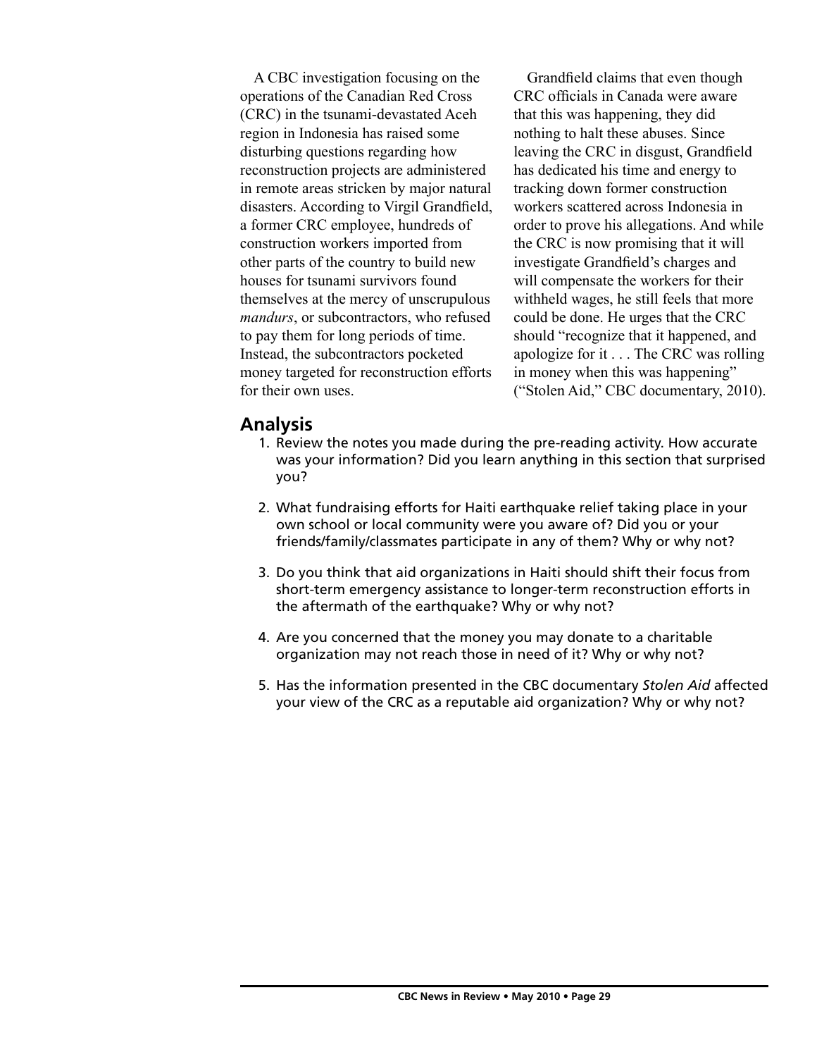A CBC investigation focusing on the operations of the Canadian Red Cross (CRC) in the tsunami-devastated Aceh region in Indonesia has raised some disturbing questions regarding how reconstruction projects are administered in remote areas stricken by major natural disasters. According to Virgil Grandfield, a former CRC employee, hundreds of construction workers imported from other parts of the country to build new houses for tsunami survivors found themselves at the mercy of unscrupulous *mandurs*, or subcontractors, who refused to pay them for long periods of time. Instead, the subcontractors pocketed money targeted for reconstruction efforts for their own uses.

Grandfield claims that even though CRC officials in Canada were aware that this was happening, they did nothing to halt these abuses. Since leaving the CRC in disgust, Grandfield has dedicated his time and energy to tracking down former construction workers scattered across Indonesia in order to prove his allegations. And while the CRC is now promising that it will investigate Grandfield's charges and will compensate the workers for their withheld wages, he still feels that more could be done. He urges that the CRC should "recognize that it happened, and apologize for it . . . The CRC was rolling in money when this was happening" ("Stolen Aid," CBC documentary, 2010).

## Analysis

1. Review the notes you made during the pre-reading activity. How accurate was your information? Did you learn anything in this section that surprised you?
2. What fundraising efforts for Haiti earthquake relief taking place in your own school or local community were you aware of? Did you or your friends/family/classmates participate in any of them? Why or why not?
3. Do you think that aid organizations in Haiti should shift their focus from short-term emergency assistance to longer-term reconstruction efforts in the aftermath of the earthquake? Why or why not?
4. Are you concerned that the money you may donate to a charitable organization may not reach those in need of it? Why or why not?
5. Has the information presented in the CBC documentary *Stolen Aid* affected your view of the CRC as a reputable aid organization? Why or why not?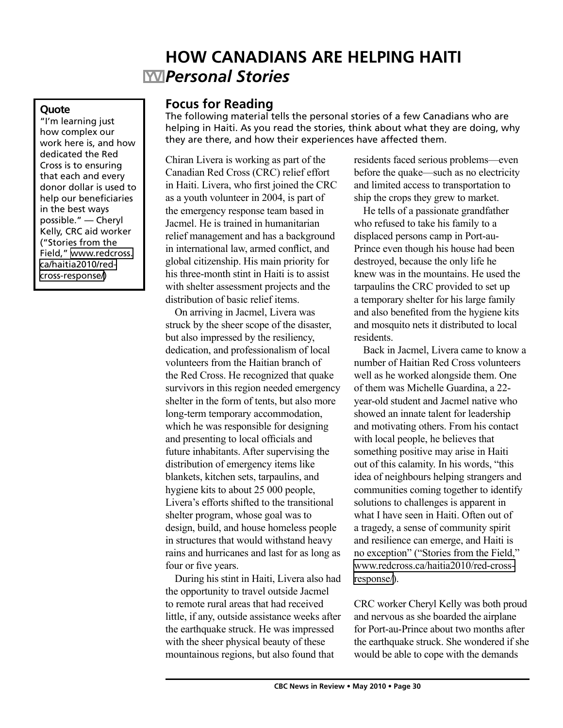# HOW CANADIANS ARE HELPING HAITI

## *Personal Stories*

> **Quote**
>
> "I'm learning just how complex our work here is, and how dedicated the Red Cross is to ensuring that each and every donor dollar is used to help our beneficiaries in the best ways possible." — Cheryl Kelly, CRC aid worker ("Stories from the Field," www.redcross.ca/haitia2010/red-cross-response/)

### Focus for Reading

The following material tells the personal stories of a few Canadians who are helping in Haiti. As you read the stories, think about what they are doing, why they are there, and how their experiences have affected them.

Chiran Livera is working as part of the Canadian Red Cross (CRC) relief effort in Haiti. Livera, who first joined the CRC as a youth volunteer in 2004, is part of the emergency response team based in Jacmel. He is trained in humanitarian relief management and has a background in international law, armed conflict, and global citizenship. His main priority for his three-month stint in Haiti is to assist with shelter assessment projects and the distribution of basic relief items.

On arriving in Jacmel, Livera was struck by the sheer scope of the disaster, but also impressed by the resiliency, dedication, and professionalism of local volunteers from the Haitian branch of the Red Cross. He recognized that quake survivors in this region needed emergency shelter in the form of tents, but also more long-term temporary accommodation, which he was responsible for designing and presenting to local officials and future inhabitants. After supervising the distribution of emergency items like blankets, kitchen sets, tarpaulins, and hygiene kits to about 25 000 people, Livera's efforts shifted to the transitional shelter program, whose goal was to design, build, and house homeless people in structures that would withstand heavy rains and hurricanes and last for as long as four or five years.

During his stint in Haiti, Livera also had the opportunity to travel outside Jacmel to remote rural areas that had received little, if any, outside assistance weeks after the earthquake struck. He was impressed with the sheer physical beauty of these mountainous regions, but also found that residents faced serious problems—even before the quake—such as no electricity and limited access to transportation to ship the crops they grew to market.

He tells of a passionate grandfather who refused to take his family to a displaced persons camp in Port-au-Prince even though his house had been destroyed, because the only life he knew was in the mountains. He used the tarpaulins the CRC provided to set up a temporary shelter for his large family and also benefited from the hygiene kits and mosquito nets it distributed to local residents.

Back in Jacmel, Livera came to know a number of Haitian Red Cross volunteers well as he worked alongside them. One of them was Michelle Guardina, a 22-year-old student and Jacmel native who showed an innate talent for leadership and motivating others. From his contact with local people, he believes that something positive may arise in Haiti out of this calamity. In his words, "this idea of neighbours helping strangers and communities coming together to identify solutions to challenges is apparent in what I have seen in Haiti. Often out of a tragedy, a sense of community spirit and resilience can emerge, and Haiti is no exception" ("Stories from the Field," www.redcross.ca/haitia2010/red-cross-response/).

CRC worker Cheryl Kelly was both proud and nervous as she boarded the airplane for Port-au-Prince about two months after the earthquake struck. She wondered if she would be able to cope with the demands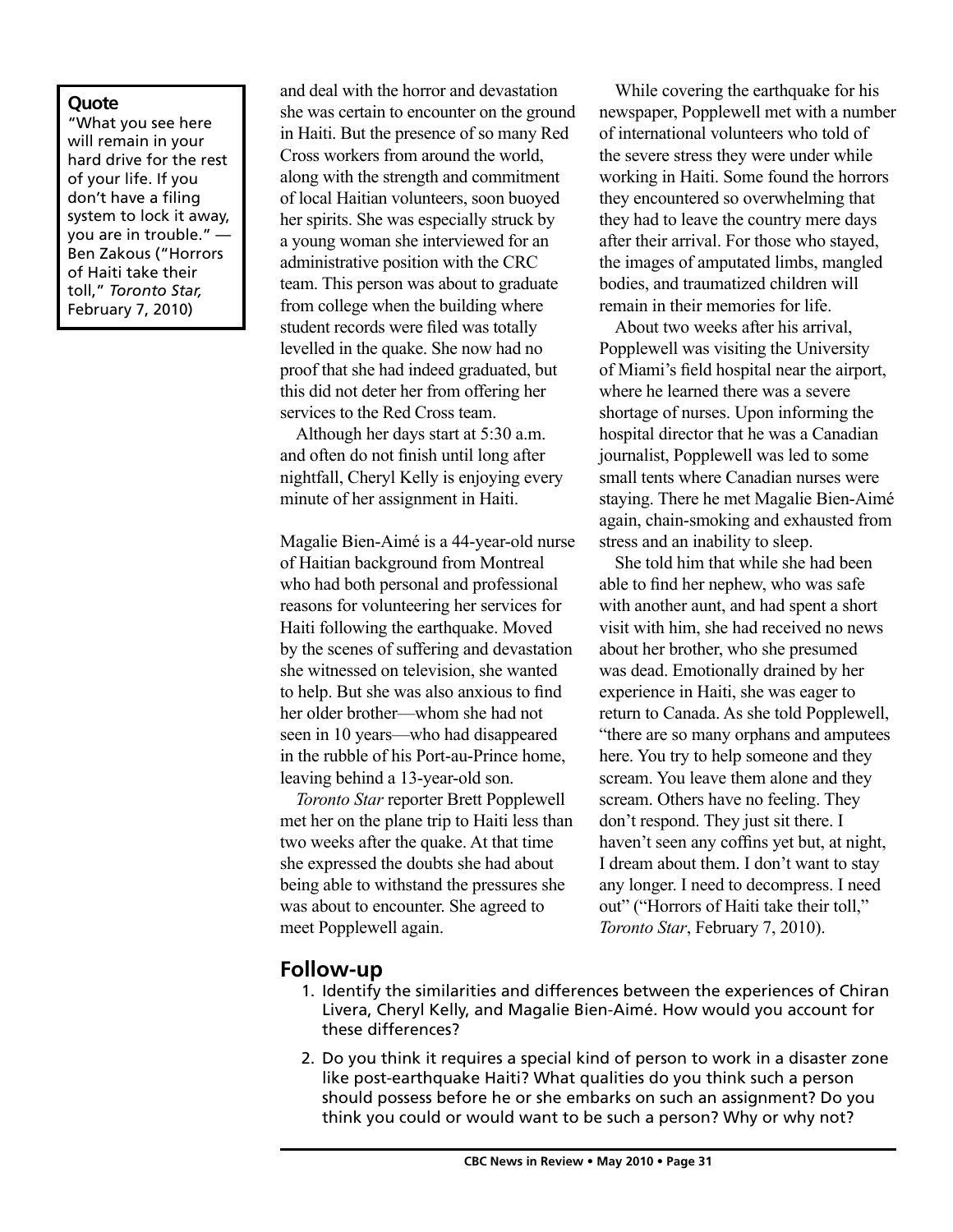**Quote**

"What you see here will remain in your hard drive for the rest of your life. If you don't have a filing system to lock it away, you are in trouble." — Ben Zakous ("Horrors of Haiti take their toll," *Toronto Star,* February 7, 2010)

and deal with the horror and devastation she was certain to encounter on the ground in Haiti. But the presence of so many Red Cross workers from around the world, along with the strength and commitment of local Haitian volunteers, soon buoyed her spirits. She was especially struck by a young woman she interviewed for an administrative position with the CRC team. This person was about to graduate from college when the building where student records were filed was totally levelled in the quake. She now had no proof that she had indeed graduated, but this did not deter her from offering her services to the Red Cross team.

Although her days start at 5:30 a.m. and often do not finish until long after nightfall, Cheryl Kelly is enjoying every minute of her assignment in Haiti.

Magalie Bien-Aimé is a 44-year-old nurse of Haitian background from Montreal who had both personal and professional reasons for volunteering her services for Haiti following the earthquake. Moved by the scenes of suffering and devastation she witnessed on television, she wanted to help. But she was also anxious to find her older brother—whom she had not seen in 10 years—who had disappeared in the rubble of his Port-au-Prince home, leaving behind a 13-year-old son.

*Toronto Star* reporter Brett Popplewell met her on the plane trip to Haiti less than two weeks after the quake. At that time she expressed the doubts she had about being able to withstand the pressures she was about to encounter. She agreed to meet Popplewell again.

While covering the earthquake for his newspaper, Popplewell met with a number of international volunteers who told of the severe stress they were under while working in Haiti. Some found the horrors they encountered so overwhelming that they had to leave the country mere days after their arrival. For those who stayed, the images of amputated limbs, mangled bodies, and traumatized children will remain in their memories for life.

About two weeks after his arrival, Popplewell was visiting the University of Miami's field hospital near the airport, where he learned there was a severe shortage of nurses. Upon informing the hospital director that he was a Canadian journalist, Popplewell was led to some small tents where Canadian nurses were staying. There he met Magalie Bien-Aimé again, chain-smoking and exhausted from stress and an inability to sleep.

She told him that while she had been able to find her nephew, who was safe with another aunt, and had spent a short visit with him, she had received no news about her brother, who she presumed was dead. Emotionally drained by her experience in Haiti, she was eager to return to Canada. As she told Popplewell, "there are so many orphans and amputees here. You try to help someone and they scream. You leave them alone and they scream. Others have no feeling. They don't respond. They just sit there. I haven't seen any coffins yet but, at night, I dream about them. I don't want to stay any longer. I need to decompress. I need out" ("Horrors of Haiti take their toll," *Toronto Star*, February 7, 2010).

## Follow-up

1. Identify the similarities and differences between the experiences of Chiran Livera, Cheryl Kelly, and Magalie Bien-Aimé. How would you account for these differences?
2. Do you think it requires a special kind of person to work in a disaster zone like post-earthquake Haiti? What qualities do you think such a person should possess before he or she embarks on such an assignment? Do you think you could or would want to be such a person? Why or why not?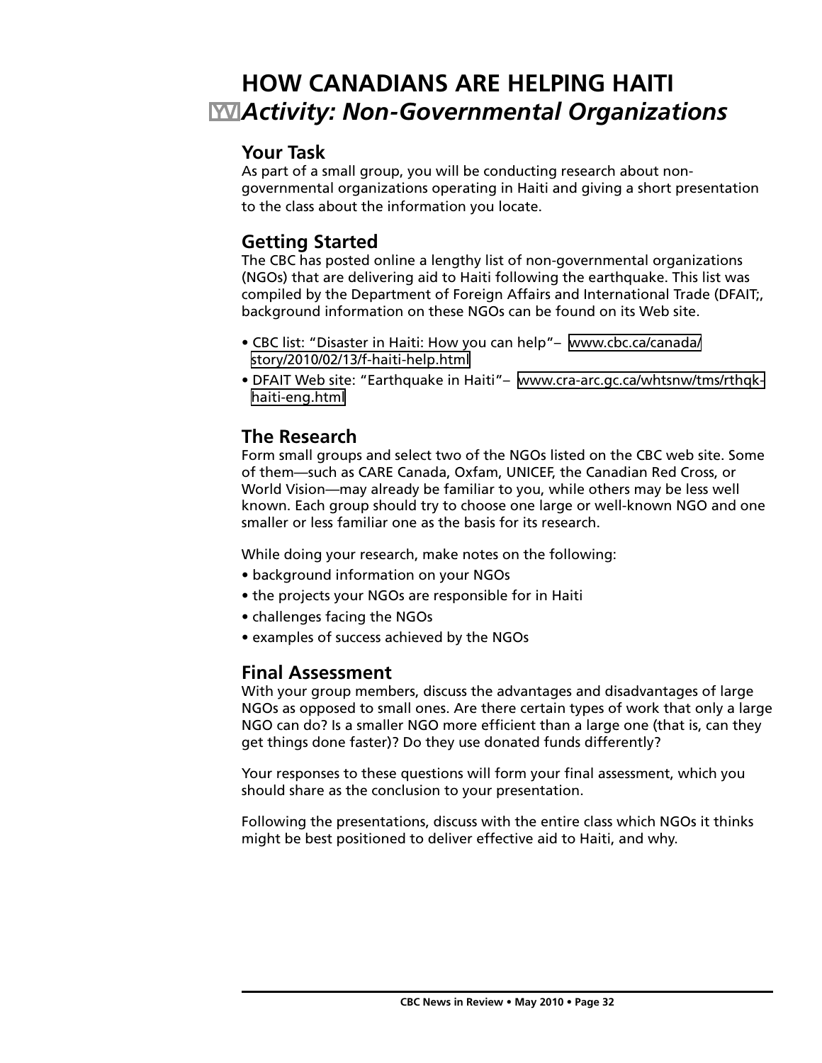# HOW CANADIANS ARE HELPING HAITI

## *Activity: Non-Governmental Organizations*

### Your Task

As part of a small group, you will be conducting research about non-governmental organizations operating in Haiti and giving a short presentation to the class about the information you locate.

### Getting Started

The CBC has posted online a lengthy list of non-governmental organizations (NGOs) that are delivering aid to Haiti following the earthquake. This list was compiled by the Department of Foreign Affairs and International Trade (DFAIT;, background information on these NGOs can be found on its Web site.

- CBC list: "Disaster in Haiti: How you can help"– www.cbc.ca/canada/story/2010/02/13/f-haiti-help.html
- DFAIT Web site: "Earthquake in Haiti"– www.cra-arc.gc.ca/whtsnw/tms/rthqk-haiti-eng.html

### The Research

Form small groups and select two of the NGOs listed on the CBC web site. Some of them—such as CARE Canada, Oxfam, UNICEF, the Canadian Red Cross, or World Vision—may already be familiar to you, while others may be less well known. Each group should try to choose one large or well-known NGO and one smaller or less familiar one as the basis for its research.

While doing your research, make notes on the following:

- background information on your NGOs
- the projects your NGOs are responsible for in Haiti
- challenges facing the NGOs
- examples of success achieved by the NGOs

### Final Assessment

With your group members, discuss the advantages and disadvantages of large NGOs as opposed to small ones. Are there certain types of work that only a large NGO can do? Is a smaller NGO more efficient than a large one (that is, can they get things done faster)? Do they use donated funds differently?

Your responses to these questions will form your final assessment, which you should share as the conclusion to your presentation.

Following the presentations, discuss with the entire class which NGOs it thinks might be best positioned to deliver effective aid to Haiti, and why.